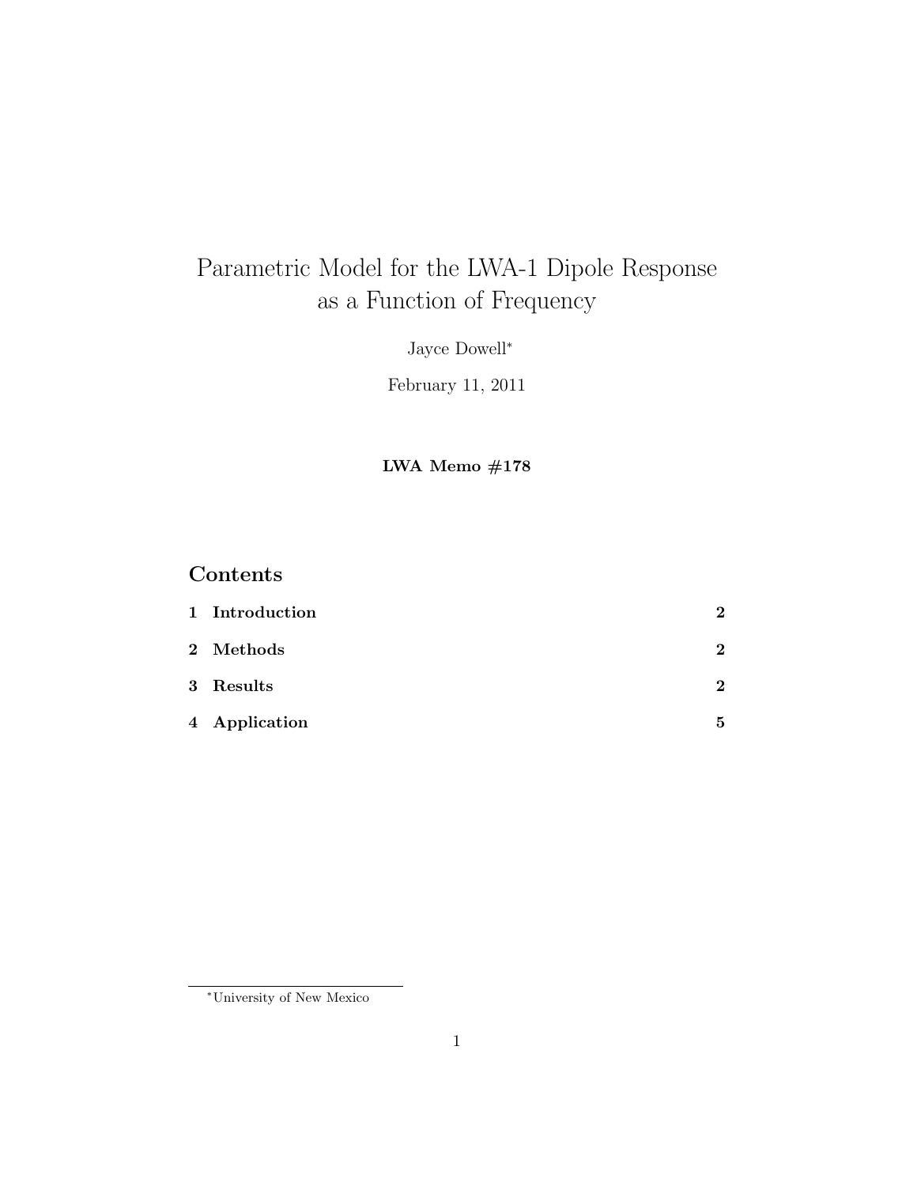# Parametric Model for the LWA-1 Dipole Response as a Function of Frequency

Jayce Dowell*

February 11, 2011

**LWA Memo #178**

## Contents

| | | |
|---|---|---|
| **1** | **Introduction** | **2** |
| **2** | **Methods** | **2** |
| **3** | **Results** | **2** |
| **4** | **Application** | **5** |

*University of New Mexico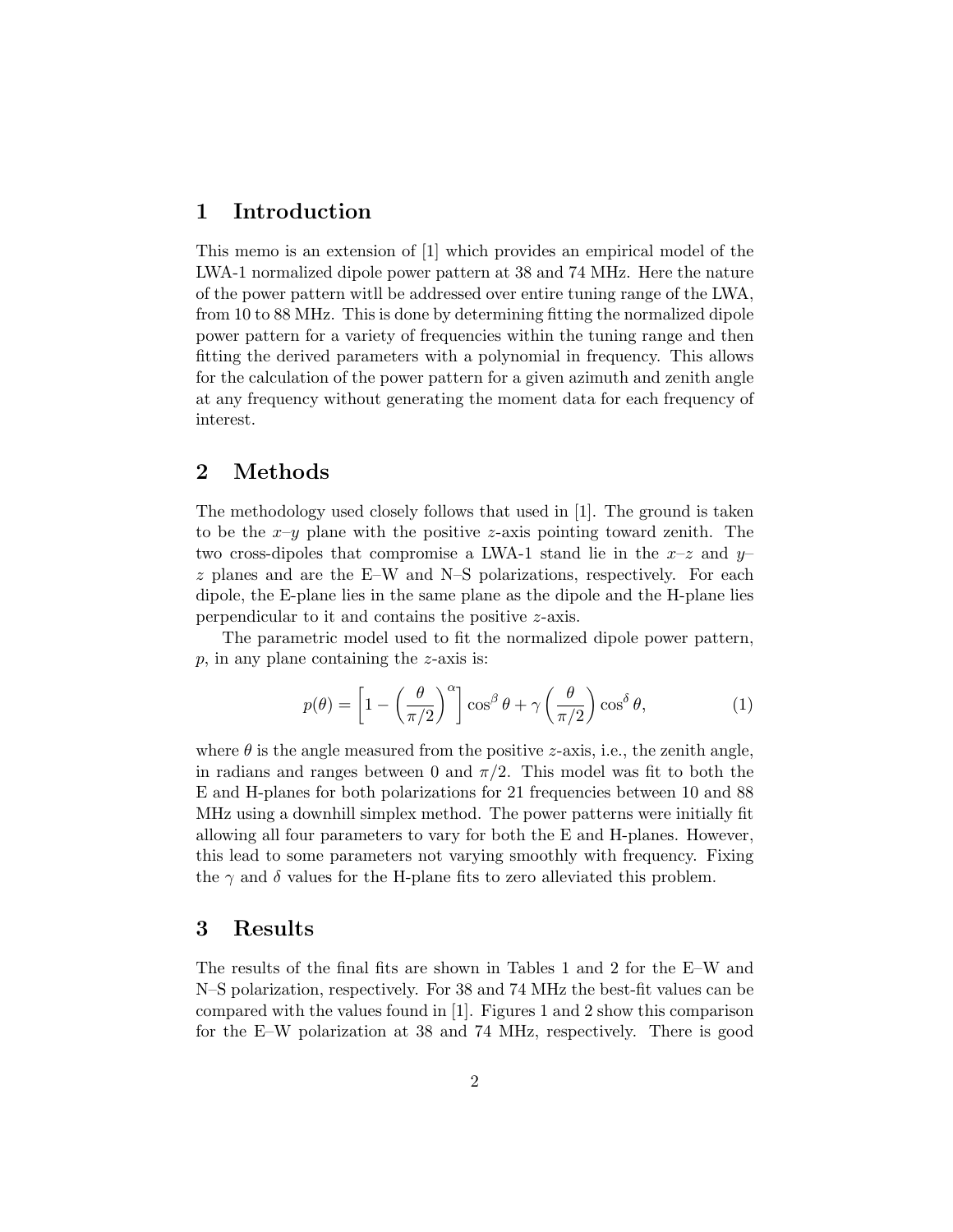## 1 Introduction

This memo is an extension of [1] which provides an empirical model of the LWA-1 normalized dipole power pattern at 38 and 74 MHz. Here the nature of the power pattern witll be addressed over entire tuning range of the LWA, from 10 to 88 MHz. This is done by determining fitting the normalized dipole power pattern for a variety of frequencies within the tuning range and then fitting the derived parameters with a polynomial in frequency. This allows for the calculation of the power pattern for a given azimuth and zenith angle at any frequency without generating the moment data for each frequency of interest.

## 2 Methods

The methodology used closely follows that used in [1]. The ground is taken to be the $x$–$y$ plane with the positive $z$-axis pointing toward zenith. The two cross-dipoles that compromise a LWA-1 stand lie in the $x$–$z$ and $y$–$z$ planes and are the E–W and N–S polarizations, respectively. For each dipole, the E-plane lies in the same plane as the dipole and the H-plane lies perpendicular to it and contains the positive $z$-axis.

The parametric model used to fit the normalized dipole power pattern, $p$, in any plane containing the $z$-axis is:

$$p(\theta) = \left[1 - \left(\frac{\theta}{\pi/2}\right)^{\alpha}\right] \cos^{\beta}\theta + \gamma\left(\frac{\theta}{\pi/2}\right)\cos^{\delta}\theta, \tag{1}$$

where $\theta$ is the angle measured from the positive $z$-axis, i.e., the zenith angle, in radians and ranges between 0 and $\pi/2$. This model was fit to both the E and H-planes for both polarizations for 21 frequencies between 10 and 88 MHz using a downhill simplex method. The power patterns were initially fit allowing all four parameters to vary for both the E and H-planes. However, this lead to some parameters not varying smoothly with frequency. Fixing the $\gamma$ and $\delta$ values for the H-plane fits to zero alleviated this problem.

## 3 Results

The results of the final fits are shown in Tables 1 and 2 for the E–W and N–S polarization, respectively. For 38 and 74 MHz the best-fit values can be compared with the values found in [1]. Figures 1 and 2 show this comparison for the E–W polarization at 38 and 74 MHz, respectively. There is good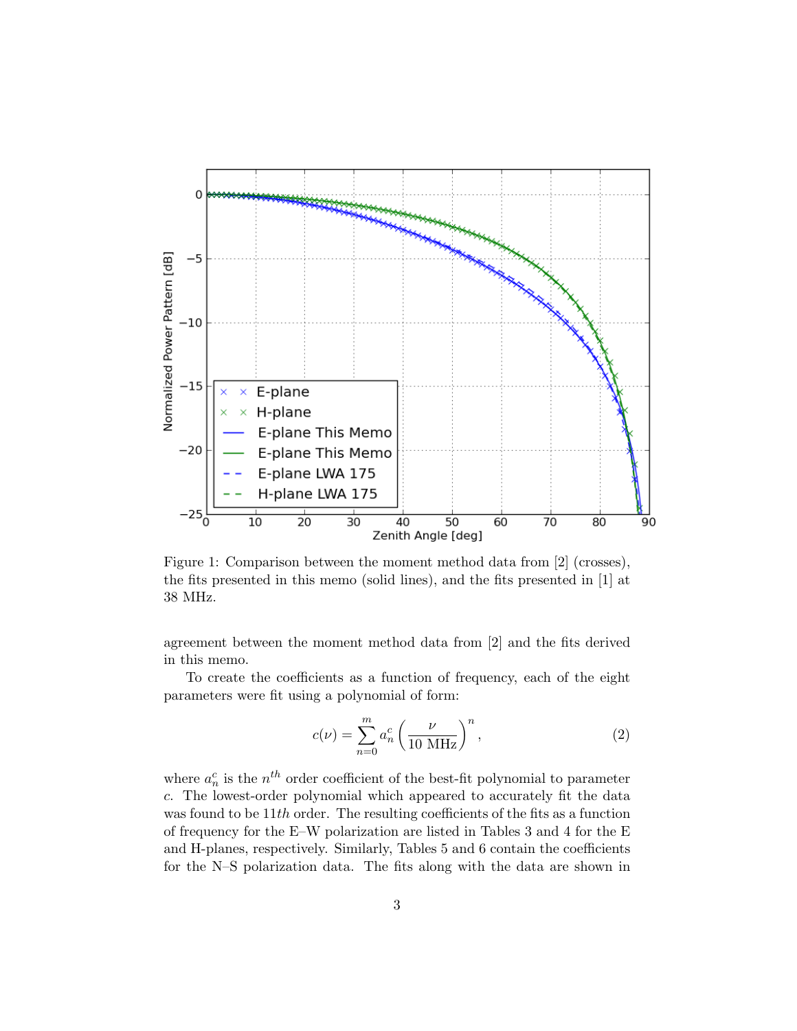Figure 1: Comparison between the moment method data from [2] (crosses), the fits presented in this memo (solid lines), and the fits presented in [1] at 38 MHz.

agreement between the moment method data from [2] and the fits derived in this memo.

To create the coefficients as a function of frequency, each of the eight parameters were fit using a polynomial of form:

$$c(\nu) = \sum_{n=0}^{m} a_n^c \left( \frac{\nu}{10 \text{ MHz}} \right)^n, \tag{2}$$

where $a_n^c$ is the $n^{th}$ order coefficient of the best-fit polynomial to parameter $c$. The lowest-order polynomial which appeared to accurately fit the data was found to be $11th$ order. The resulting coefficients of the fits as a function of frequency for the E–W polarization are listed in Tables 3 and 4 for the E and H-planes, respectively. Similarly, Tables 5 and 6 contain the coefficients for the N–S polarization data. The fits along with the data are shown in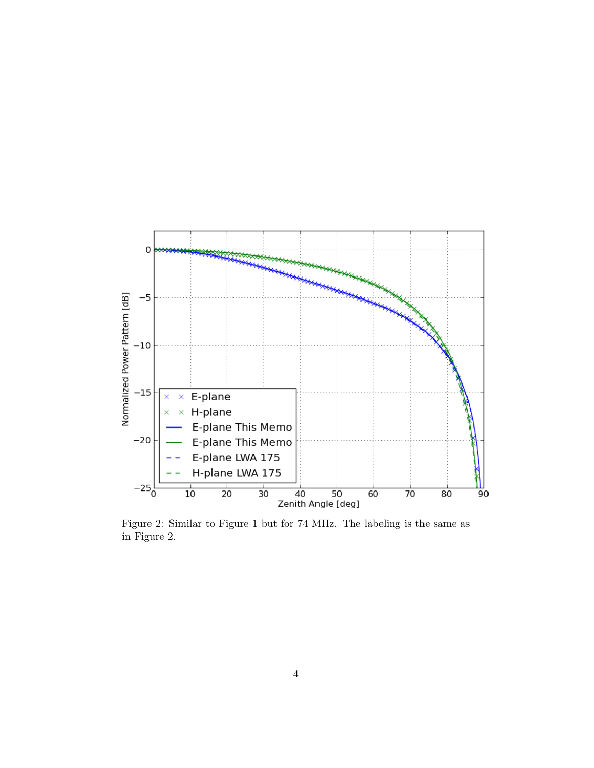Figure 2: Similar to Figure 1 but for 74 MHz. The labeling is the same as in Figure 2.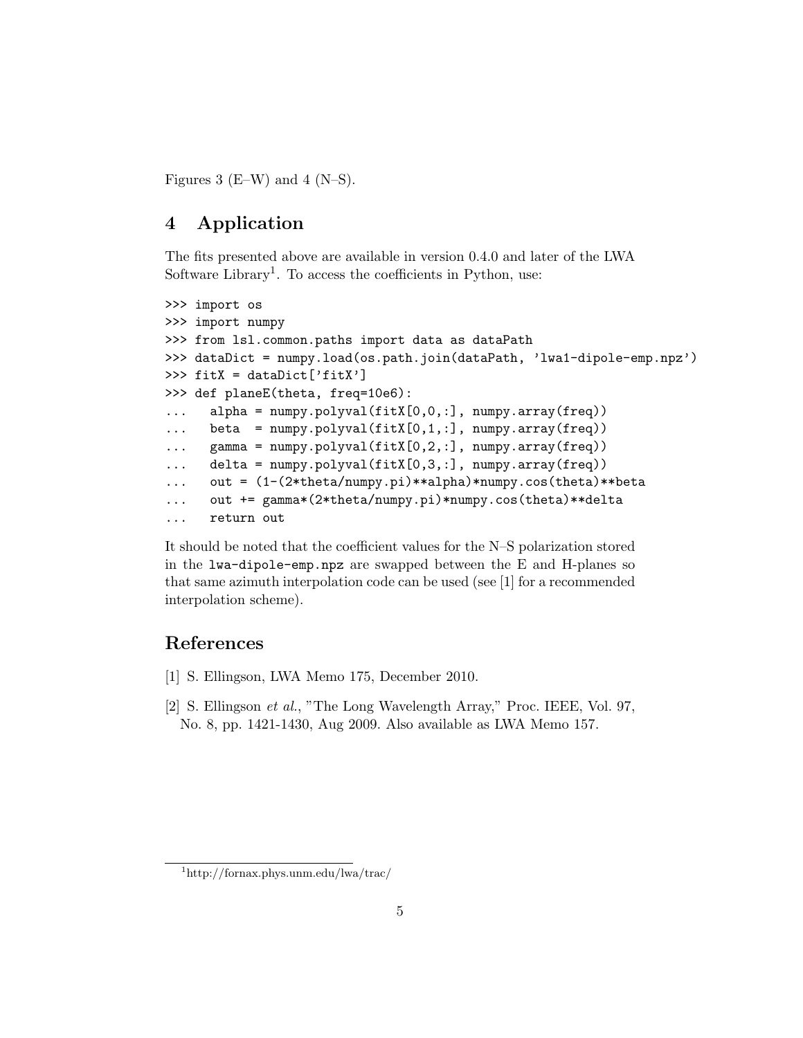Figures 3 (E–W) and 4 (N–S).

## 4 Application

The fits presented above are available in version 0.4.0 and later of the LWA Software Library[1]. To access the coefficients in Python, use:

```
>>> import os
>>> import numpy
>>> from lsl.common.paths import data as dataPath
>>> dataDict = numpy.load(os.path.join(dataPath, 'lwa1-dipole-emp.npz')
>>> fitX = dataDict['fitX']
>>> def planeE(theta, freq=10e6):
...     alpha = numpy.polyval(fitX[0,0,:], numpy.array(freq))
...     beta  = numpy.polyval(fitX[0,1,:], numpy.array(freq))
...     gamma = numpy.polyval(fitX[0,2,:], numpy.array(freq))
...     delta = numpy.polyval(fitX[0,3,:], numpy.array(freq))
...     out = (1-(2*theta/numpy.pi)**alpha)*numpy.cos(theta)**beta
...     out += gamma*(2*theta/numpy.pi)*numpy.cos(theta)**delta
...     return out
```

It should be noted that the coefficient values for the N–S polarization stored in the `lwa-dipole-emp.npz` are swapped between the E and H-planes so that same azimuth interpolation code can be used (see [1] for a recommended interpolation scheme).

## References

[1] S. Ellingson, LWA Memo 175, December 2010.

[2] S. Ellingson *et al.*, "The Long Wavelength Array," Proc. IEEE, Vol. 97, No. 8, pp. 1421-1430, Aug 2009. Also available as LWA Memo 157.

---

[1] http://fornax.phys.unm.edu/lwa/trac/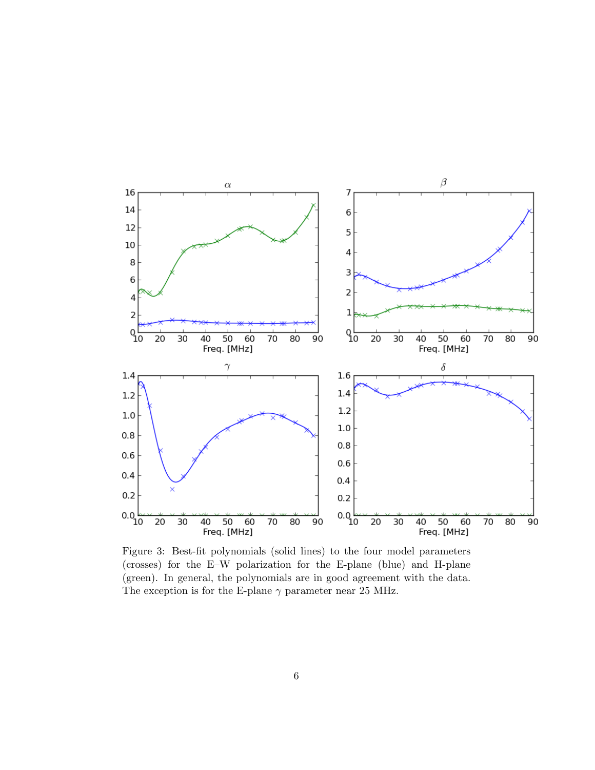Figure 3: Best-fit polynomials (solid lines) to the four model parameters (crosses) for the E–W polarization for the E-plane (blue) and H-plane (green). In general, the polynomials are in good agreement with the data. The exception is for the E-plane $\gamma$ parameter near 25 MHz.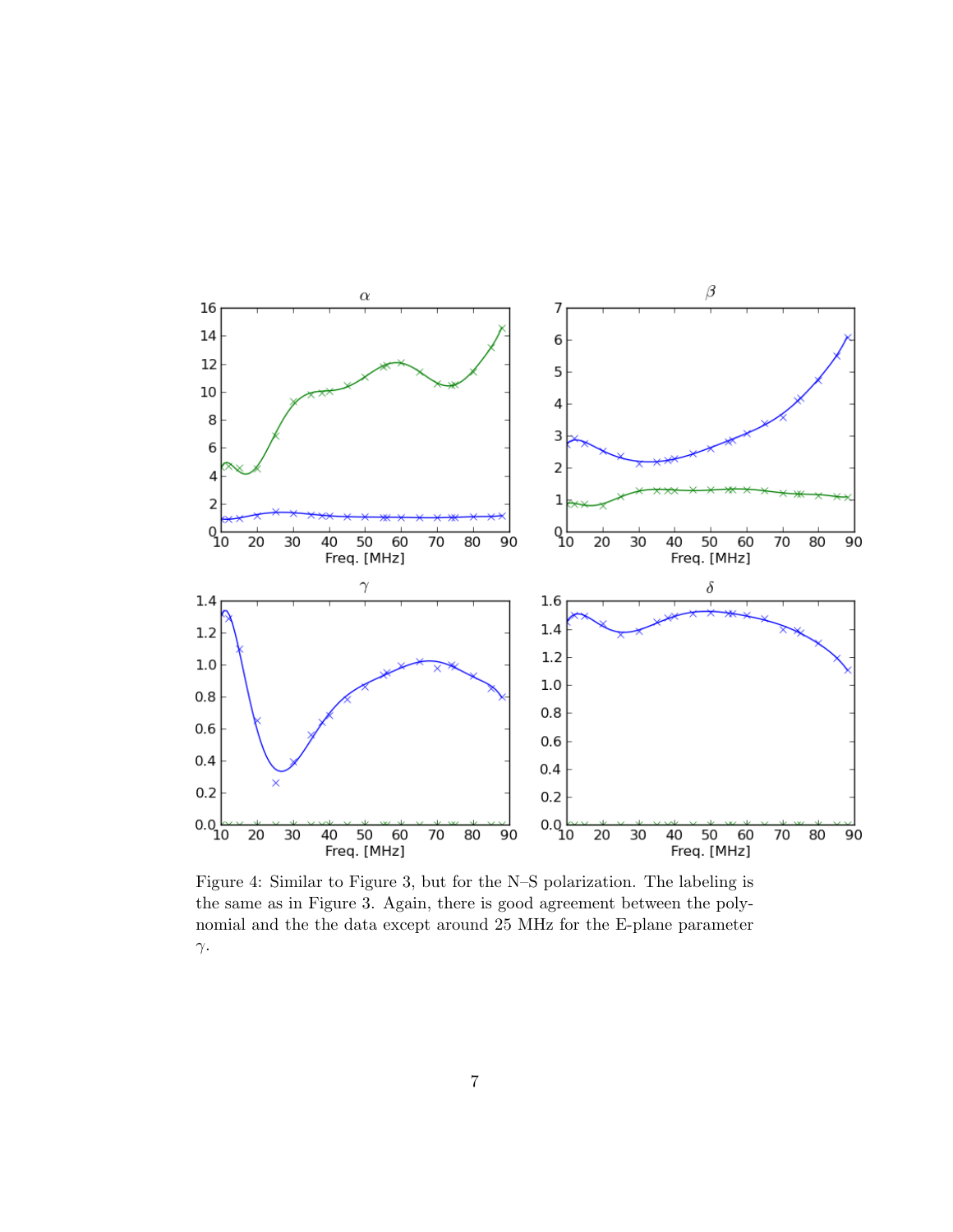Figure 4: Similar to Figure 3, but for the N–S polarization. The labeling is the same as in Figure 3. Again, there is good agreement between the polynomial and the the data except around 25 MHz for the E-plane parameter $\gamma$.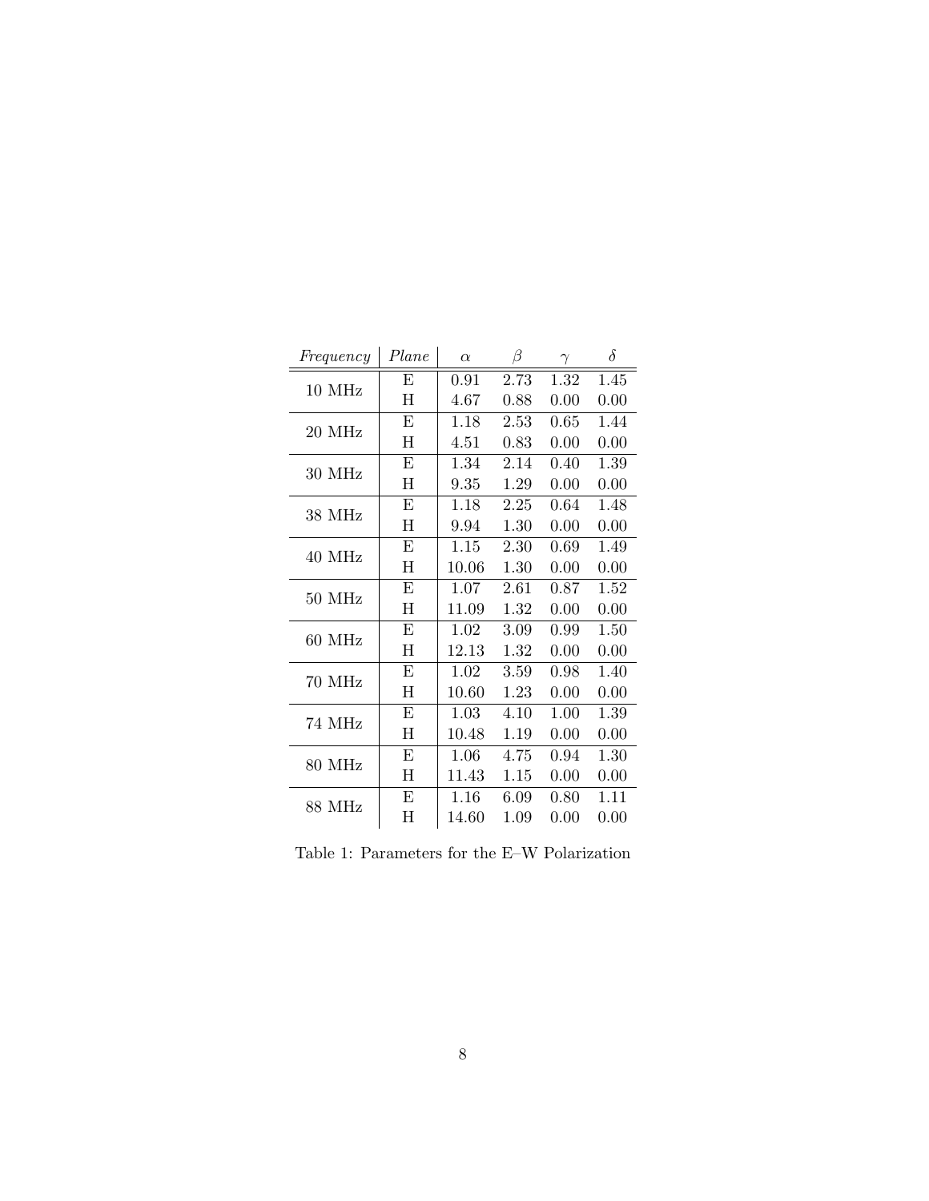| *Frequency* | *Plane* | $\alpha$ | $\beta$ | $\gamma$ | $\delta$ |
|---|---|---|---|---|---|
| 10 MHz | E | 0.91 | 2.73 | 1.32 | 1.45 |
| | H | 4.67 | 0.88 | 0.00 | 0.00 |
| 20 MHz | E | 1.18 | 2.53 | 0.65 | 1.44 |
| | H | 4.51 | 0.83 | 0.00 | 0.00 |
| 30 MHz | E | 1.34 | 2.14 | 0.40 | 1.39 |
| | H | 9.35 | 1.29 | 0.00 | 0.00 |
| 38 MHz | E | 1.18 | 2.25 | 0.64 | 1.48 |
| | H | 9.94 | 1.30 | 0.00 | 0.00 |
| 40 MHz | E | 1.15 | 2.30 | 0.69 | 1.49 |
| | H | 10.06 | 1.30 | 0.00 | 0.00 |
| 50 MHz | E | 1.07 | 2.61 | 0.87 | 1.52 |
| | H | 11.09 | 1.32 | 0.00 | 0.00 |
| 60 MHz | E | 1.02 | 3.09 | 0.99 | 1.50 |
| | H | 12.13 | 1.32 | 0.00 | 0.00 |
| 70 MHz | E | 1.02 | 3.59 | 0.98 | 1.40 |
| | H | 10.60 | 1.23 | 0.00 | 0.00 |
| 74 MHz | E | 1.03 | 4.10 | 1.00 | 1.39 |
| | H | 10.48 | 1.19 | 0.00 | 0.00 |
| 80 MHz | E | 1.06 | 4.75 | 0.94 | 1.30 |
| | H | 11.43 | 1.15 | 0.00 | 0.00 |
| 88 MHz | E | 1.16 | 6.09 | 0.80 | 1.11 |
| | H | 14.60 | 1.09 | 0.00 | 0.00 |

Table 1: Parameters for the E–W Polarization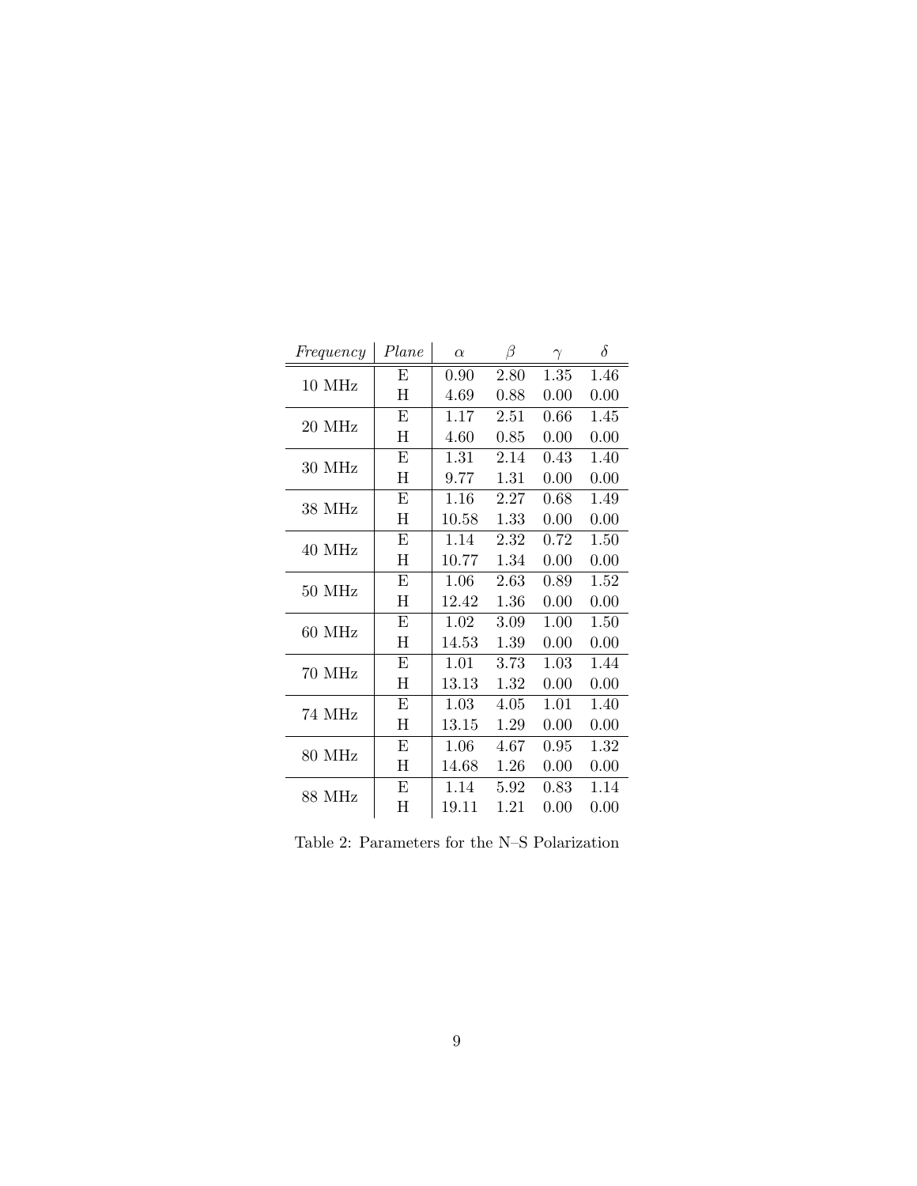| *Frequency* | *Plane* | $\alpha$ | $\beta$ | $\gamma$ | $\delta$ |
|---|---|---|---|---|---|
| 10 MHz | E | 0.90 | 2.80 | 1.35 | 1.46 |
| | H | 4.69 | 0.88 | 0.00 | 0.00 |
| 20 MHz | E | 1.17 | 2.51 | 0.66 | 1.45 |
| | H | 4.60 | 0.85 | 0.00 | 0.00 |
| 30 MHz | E | 1.31 | 2.14 | 0.43 | 1.40 |
| | H | 9.77 | 1.31 | 0.00 | 0.00 |
| 38 MHz | E | 1.16 | 2.27 | 0.68 | 1.49 |
| | H | 10.58 | 1.33 | 0.00 | 0.00 |
| 40 MHz | E | 1.14 | 2.32 | 0.72 | 1.50 |
| | H | 10.77 | 1.34 | 0.00 | 0.00 |
| 50 MHz | E | 1.06 | 2.63 | 0.89 | 1.52 |
| | H | 12.42 | 1.36 | 0.00 | 0.00 |
| 60 MHz | E | 1.02 | 3.09 | 1.00 | 1.50 |
| | H | 14.53 | 1.39 | 0.00 | 0.00 |
| 70 MHz | E | 1.01 | 3.73 | 1.03 | 1.44 |
| | H | 13.13 | 1.32 | 0.00 | 0.00 |
| 74 MHz | E | 1.03 | 4.05 | 1.01 | 1.40 |
| | H | 13.15 | 1.29 | 0.00 | 0.00 |
| 80 MHz | E | 1.06 | 4.67 | 0.95 | 1.32 |
| | H | 14.68 | 1.26 | 0.00 | 0.00 |
| 88 MHz | E | 1.14 | 5.92 | 0.83 | 1.14 |
| | H | 19.11 | 1.21 | 0.00 | 0.00 |

Table 2: Parameters for the N–S Polarization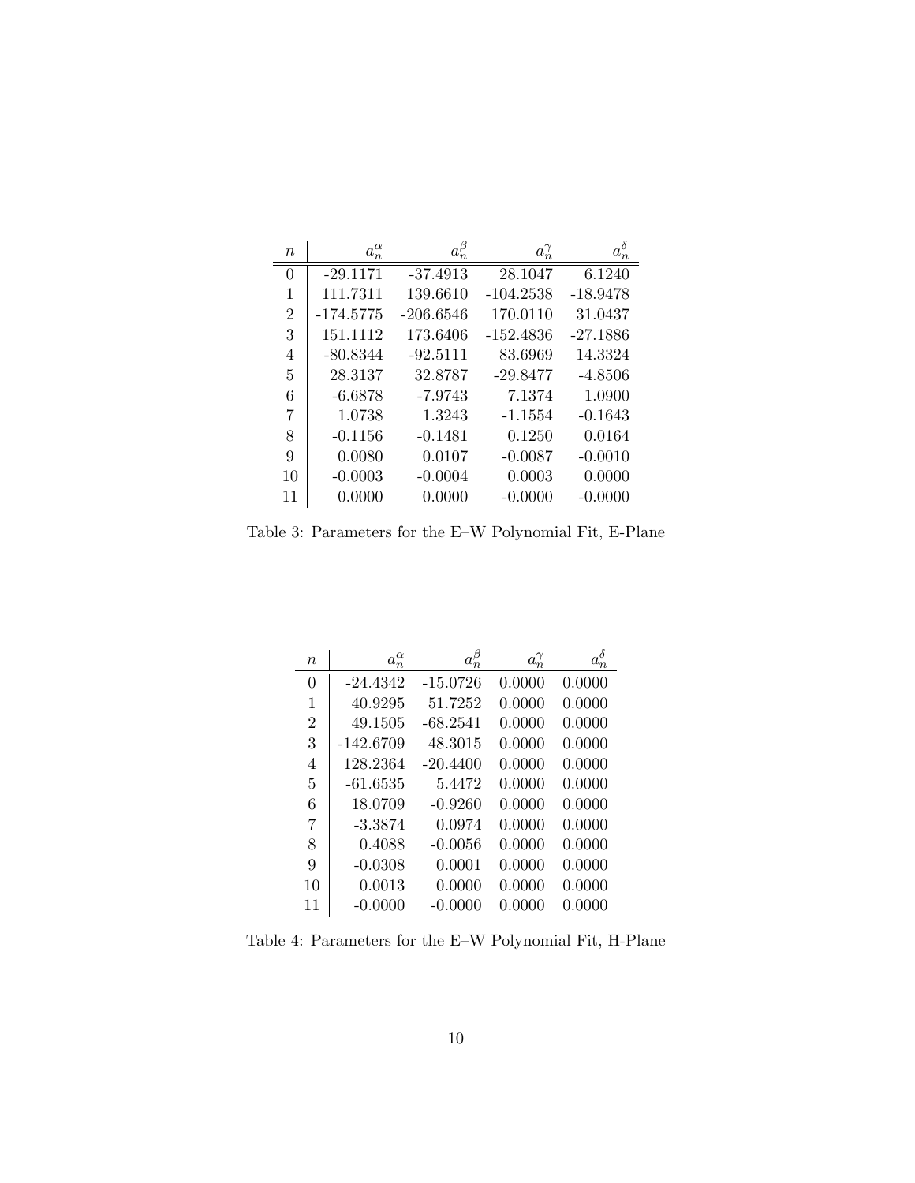| $n$ | $a_n^\alpha$ | $a_n^\beta$ | $a_n^\gamma$ | $a_n^\delta$ |
|---|---|---|---|---|
| 0 | -29.1171 | -37.4913 | 28.1047 | 6.1240 |
| 1 | 111.7311 | 139.6610 | -104.2538 | -18.9478 |
| 2 | -174.5775 | -206.6546 | 170.0110 | 31.0437 |
| 3 | 151.1112 | 173.6406 | -152.4836 | -27.1886 |
| 4 | -80.8344 | -92.5111 | 83.6969 | 14.3324 |
| 5 | 28.3137 | 32.8787 | -29.8477 | -4.8506 |
| 6 | -6.6878 | -7.9743 | 7.1374 | 1.0900 |
| 7 | 1.0738 | 1.3243 | -1.1554 | -0.1643 |
| 8 | -0.1156 | -0.1481 | 0.1250 | 0.0164 |
| 9 | 0.0080 | 0.0107 | -0.0087 | -0.0010 |
| 10 | -0.0003 | -0.0004 | 0.0003 | 0.0000 |
| 11 | 0.0000 | 0.0000 | -0.0000 | -0.0000 |

Table 3: Parameters for the E–W Polynomial Fit, E-Plane

| $n$ | $a_n^\alpha$ | $a_n^\beta$ | $a_n^\gamma$ | $a_n^\delta$ |
|---|---|---|---|---|
| 0 | -24.4342 | -15.0726 | 0.0000 | 0.0000 |
| 1 | 40.9295 | 51.7252 | 0.0000 | 0.0000 |
| 2 | 49.1505 | -68.2541 | 0.0000 | 0.0000 |
| 3 | -142.6709 | 48.3015 | 0.0000 | 0.0000 |
| 4 | 128.2364 | -20.4400 | 0.0000 | 0.0000 |
| 5 | -61.6535 | 5.4472 | 0.0000 | 0.0000 |
| 6 | 18.0709 | -0.9260 | 0.0000 | 0.0000 |
| 7 | -3.3874 | 0.0974 | 0.0000 | 0.0000 |
| 8 | 0.4088 | -0.0056 | 0.0000 | 0.0000 |
| 9 | -0.0308 | 0.0001 | 0.0000 | 0.0000 |
| 10 | 0.0013 | 0.0000 | 0.0000 | 0.0000 |
| 11 | -0.0000 | -0.0000 | 0.0000 | 0.0000 |

Table 4: Parameters for the E–W Polynomial Fit, H-Plane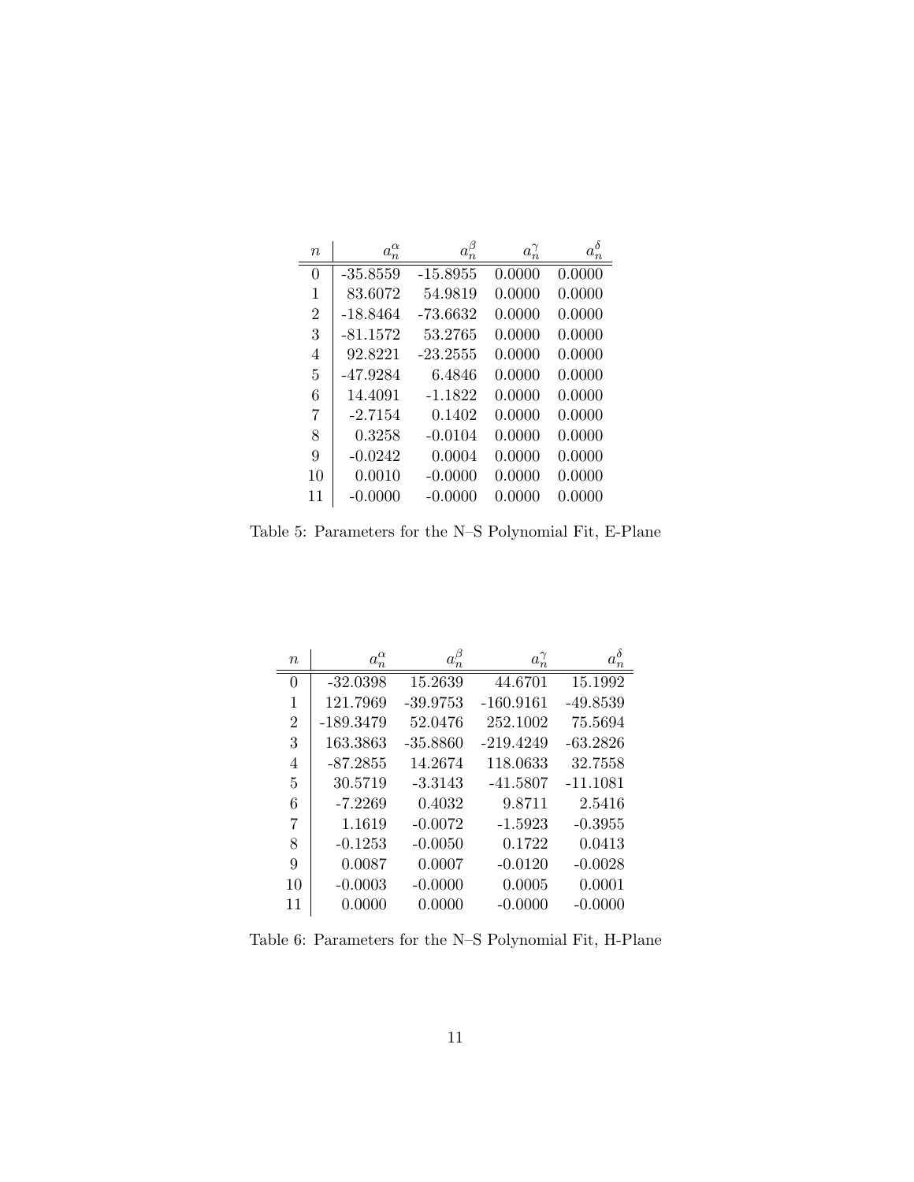| $n$ | $a_n^\alpha$ | $a_n^\beta$ | $a_n^\gamma$ | $a_n^\delta$ |
|---|---|---|---|---|
| 0 | -35.8559 | -15.8955 | 0.0000 | 0.0000 |
| 1 | 83.6072 | 54.9819 | 0.0000 | 0.0000 |
| 2 | -18.8464 | -73.6632 | 0.0000 | 0.0000 |
| 3 | -81.1572 | 53.2765 | 0.0000 | 0.0000 |
| 4 | 92.8221 | -23.2555 | 0.0000 | 0.0000 |
| 5 | -47.9284 | 6.4846 | 0.0000 | 0.0000 |
| 6 | 14.4091 | -1.1822 | 0.0000 | 0.0000 |
| 7 | -2.7154 | 0.1402 | 0.0000 | 0.0000 |
| 8 | 0.3258 | -0.0104 | 0.0000 | 0.0000 |
| 9 | -0.0242 | 0.0004 | 0.0000 | 0.0000 |
| 10 | 0.0010 | -0.0000 | 0.0000 | 0.0000 |
| 11 | -0.0000 | -0.0000 | 0.0000 | 0.0000 |

Table 5: Parameters for the N–S Polynomial Fit, E-Plane

| $n$ | $a_n^\alpha$ | $a_n^\beta$ | $a_n^\gamma$ | $a_n^\delta$ |
|---|---|---|---|---|
| 0 | -32.0398 | 15.2639 | 44.6701 | 15.1992 |
| 1 | 121.7969 | -39.9753 | -160.9161 | -49.8539 |
| 2 | -189.3479 | 52.0476 | 252.1002 | 75.5694 |
| 3 | 163.3863 | -35.8860 | -219.4249 | -63.2826 |
| 4 | -87.2855 | 14.2674 | 118.0633 | 32.7558 |
| 5 | 30.5719 | -3.3143 | -41.5807 | -11.1081 |
| 6 | -7.2269 | 0.4032 | 9.8711 | 2.5416 |
| 7 | 1.1619 | -0.0072 | -1.5923 | -0.3955 |
| 8 | -0.1253 | -0.0050 | 0.1722 | 0.0413 |
| 9 | 0.0087 | 0.0007 | -0.0120 | -0.0028 |
| 10 | -0.0003 | -0.0000 | 0.0005 | 0.0001 |
| 11 | 0.0000 | 0.0000 | -0.0000 | -0.0000 |

Table 6: Parameters for the N–S Polynomial Fit, H-Plane